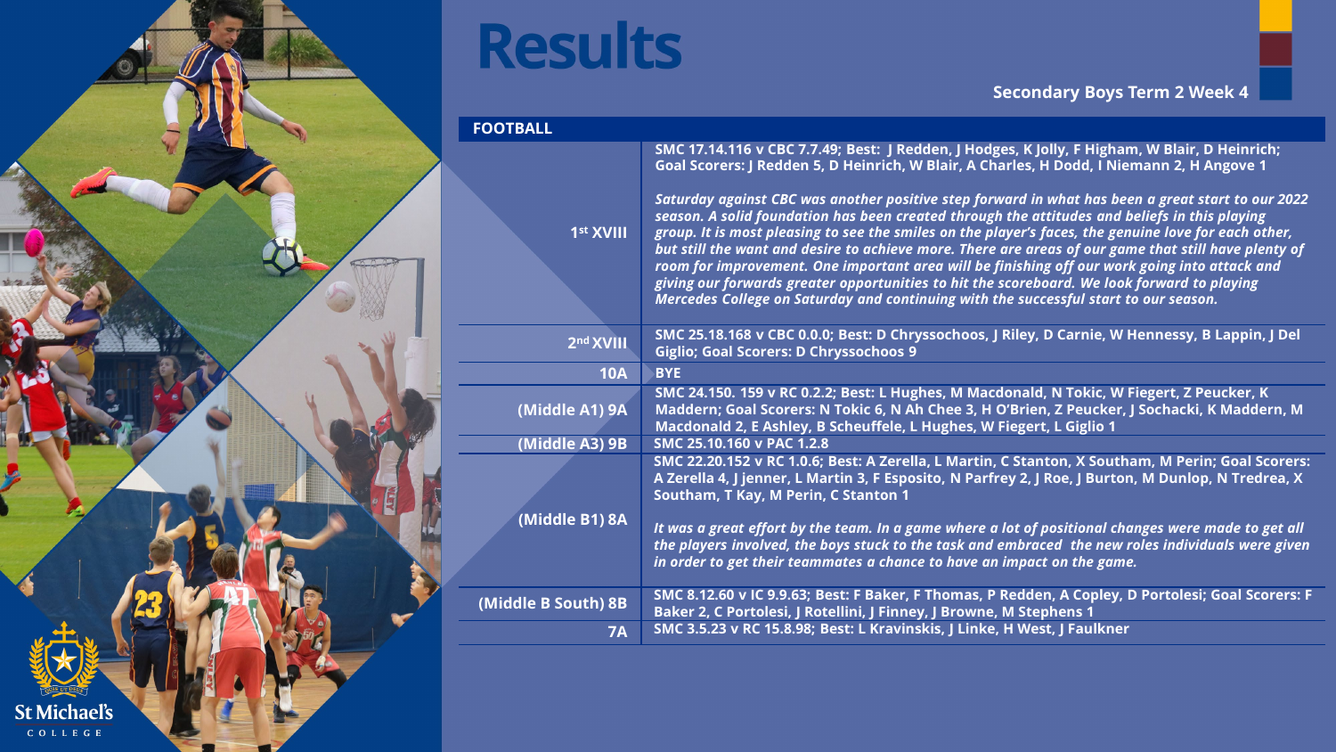# Results

**Secondary Boys Term 2 Week 4**

| FOOTBALL | |
|---|---|
| 1st XVIII | **SMC 17.14.116 v CBC 7.7.49; Best: J Redden, J Hodges, K Jolly, F Higham, W Blair, D Heinrich; Goal Scorers: J Redden 5, D Heinrich, W Blair, A Charles, H Dodd, I Niemann 2, H Angove 1**<br><br>*Saturday against CBC was another positive step forward in what has been a great start to our 2022 season. A solid foundation has been created through the attitudes and beliefs in this playing group. It is most pleasing to see the smiles on the player's faces, the genuine love for each other, but still the want and desire to achieve more. There are areas of our game that still have plenty of room for improvement. One important area will be finishing off our work going into attack and giving our forwards greater opportunities to hit the scoreboard. We look forward to playing Mercedes College on Saturday and continuing with the successful start to our season.* |
| 2nd XVIII | **SMC 25.18.168 v CBC 0.0.0; Best: D Chryssochoos, J Riley, D Carnie, W Hennessy, B Lappin, J Del Giglio; Goal Scorers: D Chryssochoos 9** |
| 10A | **BYE** |
| (Middle A1) 9A | **SMC 24.150. 159 v RC 0.2.2; Best: L Hughes, M Macdonald, N Tokic, W Fiegert, Z Peucker, K Maddern; Goal Scorers: N Tokic 6, N Ah Chee 3, H O'Brien, Z Peucker, J Sochacki, K Maddern, M Macdonald 2, E Ashley, B Scheuffele, L Hughes, W Fiegert, L Giglio 1** |
| (Middle A3) 9B | **SMC 25.10.160 v PAC 1.2.8** |
| (Middle B1) 8A | **SMC 22.20.152 v RC 1.0.6; Best: A Zerella, L Martin, C Stanton, X Southam, M Perin; Goal Scorers: A Zerella 4, J jenner, L Martin 3, F Esposito, N Parfrey 2, J Roe, J Burton, M Dunlop, N Tredrea, X Southam, T Kay, M Perin, C Stanton 1**<br><br>*It was a great effort by the team. In a game where a lot of positional changes were made to get all the players involved, the boys stuck to the task and embraced the new roles individuals were given in order to get their teammates a chance to have an impact on the game.* |
| (Middle B South) 8B | **SMC 8.12.60 v IC 9.9.63; Best: F Baker, F Thomas, P Redden, A Copley, D Portolesi; Goal Scorers: F Baker 2, C Portolesi, J Rotellini, J Finney, J Browne, M Stephens 1** |
| 7A | **SMC 3.5.23 v RC 15.8.98; Best: L Kravinskis, J Linke, H West, J Faulkner** |

St Michael's COLLEGE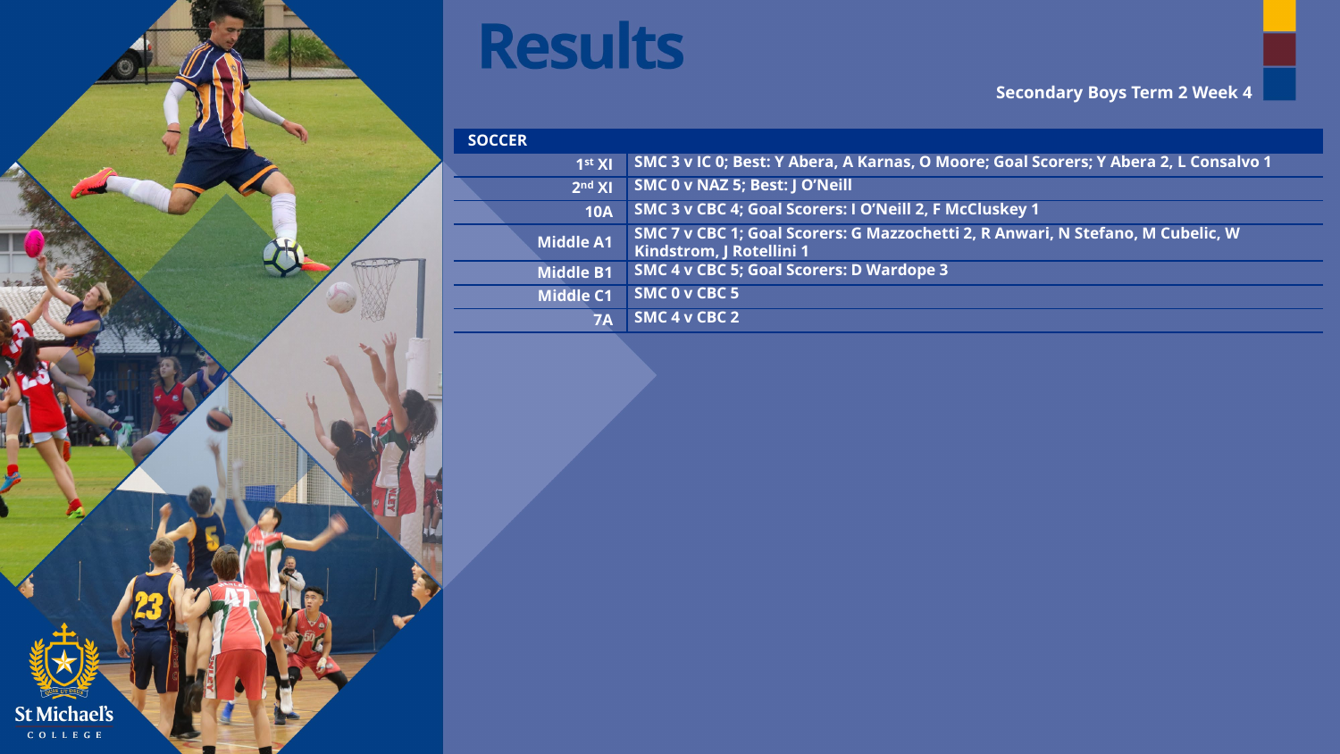# Results

**Secondary Boys Term 2 Week 4**

| SOCCER | |
|---|---|
| 1st XI | SMC 3 v IC 0; Best: Y Abera, A Karnas, O Moore; Goal Scorers; Y Abera 2, L Consalvo 1 |
| 2nd XI | SMC 0 v NAZ 5; Best: J O'Neill |
| 10A | SMC 3 v CBC 4; Goal Scorers: I O'Neill 2, F McCluskey 1 |
| Middle A1 | SMC 7 v CBC 1; Goal Scorers: G Mazzochetti 2, R Anwari, N Stefano, M Cubelic, W Kindstrom, J Rotellini 1 |
| Middle B1 | SMC 4 v CBC 5; Goal Scorers: D Wardope 3 |
| Middle C1 | SMC 0 v CBC 5 |
| 7A | SMC 4 v CBC 2 |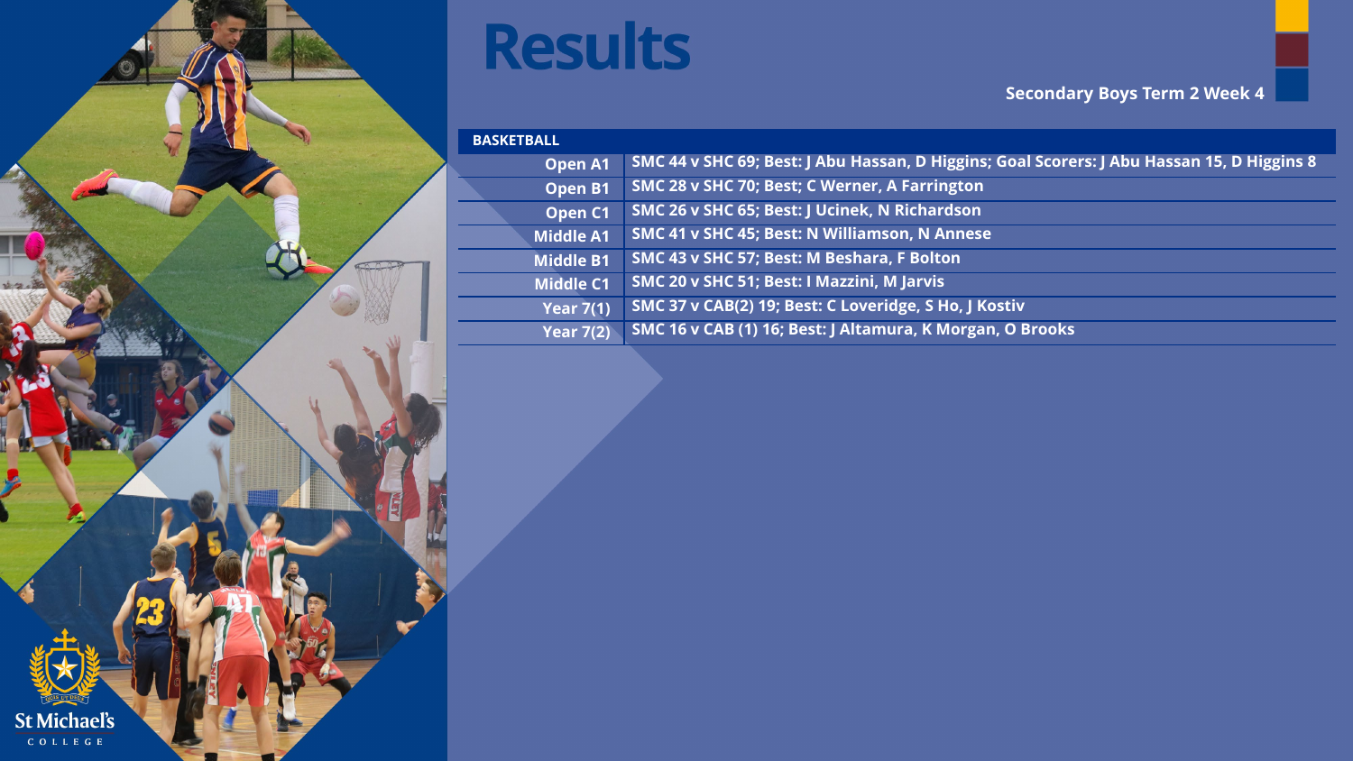# Results

**Secondary Boys Term 2 Week 4**

| BASKETBALL | |
|---|---|
| Open A1 | SMC 44 v SHC 69; Best: J Abu Hassan, D Higgins; Goal Scorers: J Abu Hassan 15, D Higgins 8 |
| Open B1 | SMC 28 v SHC 70; Best; C Werner, A Farrington |
| Open C1 | SMC 26 v SHC 65; Best: J Ucinek, N Richardson |
| Middle A1 | SMC 41 v SHC 45; Best: N Williamson, N Annese |
| Middle B1 | SMC 43 v SHC 57; Best: M Beshara, F Bolton |
| Middle C1 | SMC 20 v SHC 51; Best: I Mazzini, M Jarvis |
| Year 7(1) | SMC 37 v CAB(2) 19; Best: C Loveridge, S Ho, J Kostiv |
| Year 7(2) | SMC 16 v CAB (1) 16; Best: J Altamura, K Morgan, O Brooks |

St Michael's COLLEGE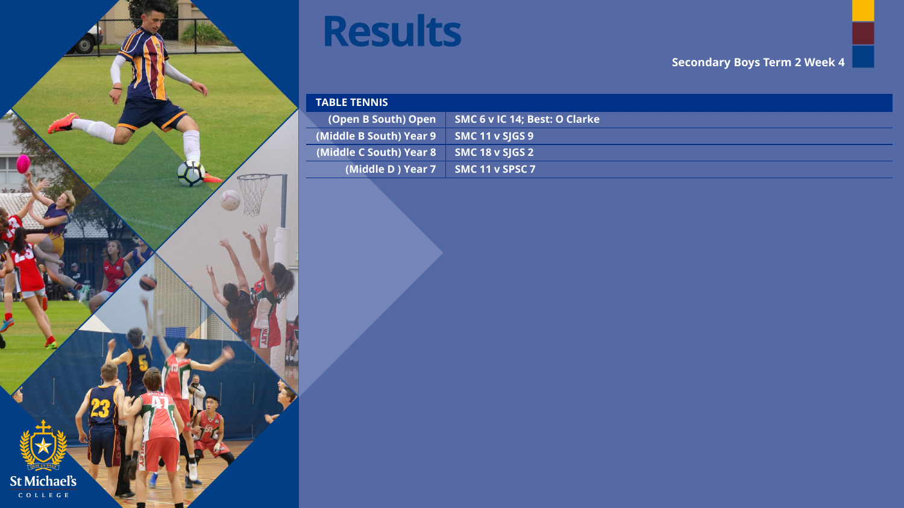# Results

**Secondary Boys Term 2 Week 4**

| TABLE TENNIS | |
|---|---|
| (Open B South) Open | SMC 6 v IC 14; Best: O Clarke |
| (Middle B South) Year 9 | SMC 11 v SJGS 9 |
| (Middle C South) Year 8 | SMC 18 v SJGS 2 |
| (Middle D ) Year 7 | SMC 11 v SPSC 7 |

St Michael's COLLEGE